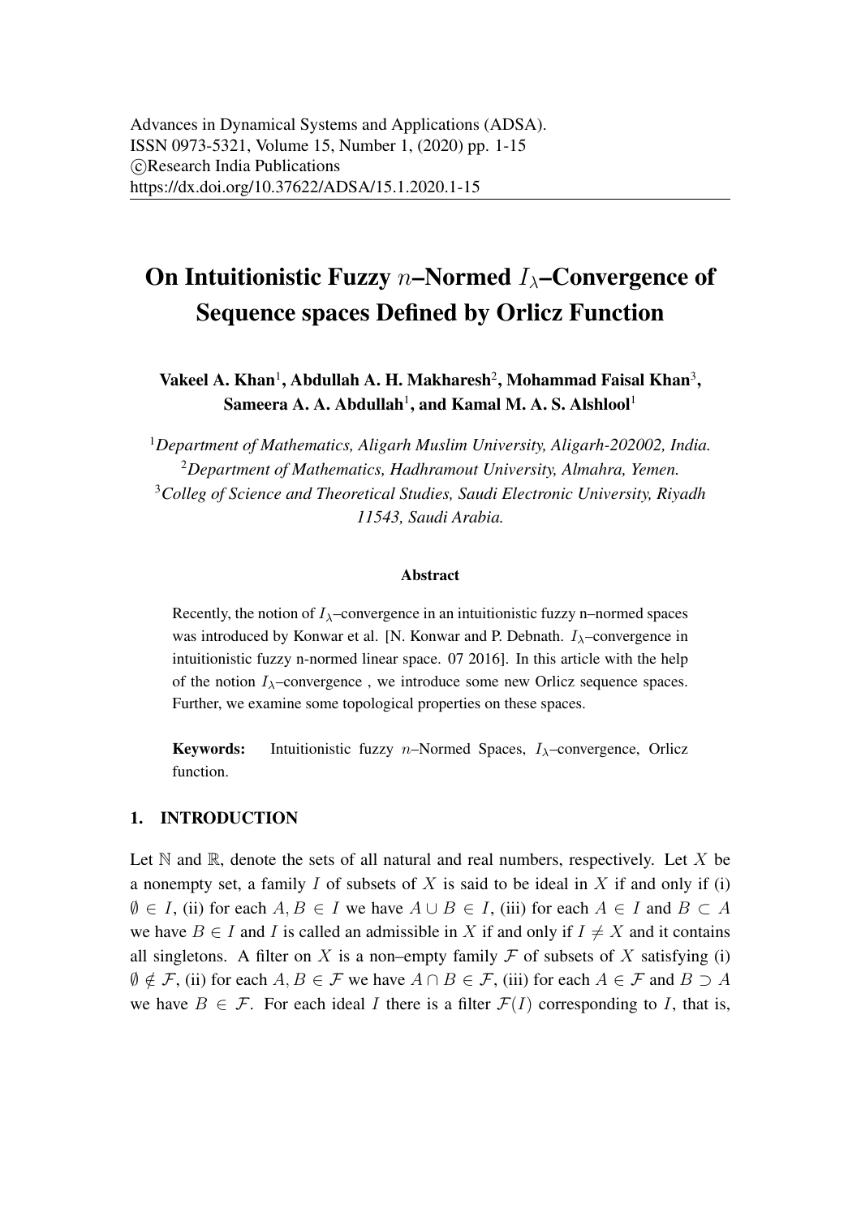# On Intuitionistic Fuzzy $n$–Normed $I_\lambda$–Convergence of Sequence spaces Defined by Orlicz Function

**Vakeel A. Khan[1], Abdullah A. H. Makharesh[2], Mohammad Faisal Khan[3], Sameera A. A. Abdullah[1], and Kamal M. A. S. Alshlool[1]**

[1]*Department of Mathematics, Aligarh Muslim University, Aligarh-202002, India.*
[2]*Department of Mathematics, Hadhramout University, Almahra, Yemen.*
[3]*Colleg of Science and Theoretical Studies, Saudi Electronic University, Riyadh 11543, Saudi Arabia.*

### Abstract

Recently, the notion of $I_\lambda$–convergence in an intuitionistic fuzzy n–normed spaces was introduced by Konwar et al. [N. Konwar and P. Debnath. $I_\lambda$–convergence in intuitionistic fuzzy n-normed linear space. 07 2016]. In this article with the help of the notion $I_\lambda$–convergence , we introduce some new Orlicz sequence spaces. Further, we examine some topological properties on these spaces.

**Keywords:** Intuitionistic fuzzy $n$–Normed Spaces, $I_\lambda$–convergence, Orlicz function.

## 1. INTRODUCTION

Let $\mathbb{N}$ and $\mathbb{R}$, denote the sets of all natural and real numbers, respectively. Let $X$ be a nonempty set, a family $I$ of subsets of $X$ is said to be ideal in $X$ if and only if (i) $\emptyset \in I$, (ii) for each $A, B \in I$ we have $A \cup B \in I$, (iii) for each $A \in I$ and $B \subset A$ we have $B \in I$ and $I$ is called an admissible in $X$ if and only if $I \neq X$ and it contains all singletons. A filter on $X$ is a non–empty family $\mathcal{F}$ of subsets of $X$ satisfying (i) $\emptyset \notin \mathcal{F}$, (ii) for each $A, B \in \mathcal{F}$ we have $A \cap B \in \mathcal{F}$, (iii) for each $A \in \mathcal{F}$ and $B \supset A$ we have $B \in \mathcal{F}$. For each ideal $I$ there is a filter $\mathcal{F}(I)$ corresponding to $I$, that is,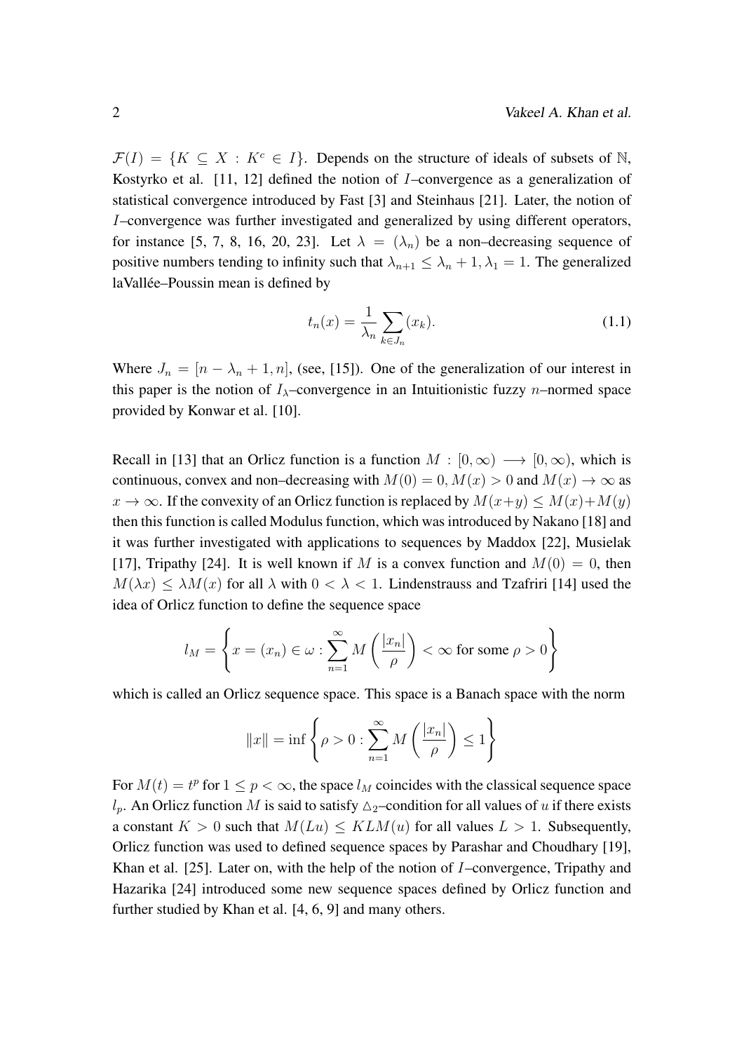$\mathcal{F}(I) = \{K \subseteq X : K^c \in I\}$. Depends on the structure of ideals of subsets of $\mathbb{N}$, Kostyrko et al. [11, 12] defined the notion of $I$–convergence as a generalization of statistical convergence introduced by Fast [3] and Steinhaus [21]. Later, the notion of $I$–convergence was further investigated and generalized by using different operators, for instance [5, 7, 8, 16, 20, 23]. Let $\lambda = (\lambda_n)$ be a non–decreasing sequence of positive numbers tending to infinity such that $\lambda_{n+1} \leq \lambda_n + 1, \lambda_1 = 1$. The generalized laVallée–Poussin mean is defined by

$$t_n(x) = \frac{1}{\lambda_n} \sum_{k \in J_n} (x_k). \tag{1.1}$$

Where $J_n = [n - \lambda_n + 1, n]$, (see, [15]). One of the generalization of our interest in this paper is the notion of $I_\lambda$–convergence in an Intuitionistic fuzzy $n$–normed space provided by Konwar et al. [10].

Recall in [13] that an Orlicz function is a function $M : [0, \infty) \longrightarrow [0, \infty)$, which is continuous, convex and non–decreasing with $M(0) = 0, M(x) > 0$ and $M(x) \to \infty$ as $x \to \infty$. If the convexity of an Orlicz function is replaced by $M(x+y) \leq M(x)+M(y)$ then this function is called Modulus function, which was introduced by Nakano [18] and it was further investigated with applications to sequences by Maddox [22], Musielak [17], Tripathy [24]. It is well known if $M$ is a convex function and $M(0) = 0$, then $M(\lambda x) \leq \lambda M(x)$ for all $\lambda$ with $0 < \lambda < 1$. Lindenstrauss and Tzafriri [14] used the idea of Orlicz function to define the sequence space

$$l_M = \left\{ x = (x_n) \in \omega : \sum_{n=1}^{\infty} M\left(\frac{|x_n|}{\rho}\right) < \infty \text{ for some } \rho > 0 \right\}$$

which is called an Orlicz sequence space. This space is a Banach space with the norm

$$\|x\| = \inf \left\{ \rho > 0 : \sum_{n=1}^{\infty} M\left(\frac{|x_n|}{\rho}\right) \leq 1 \right\}$$

For $M(t) = t^p$ for $1 \leq p < \infty$, the space $l_M$ coincides with the classical sequence space $l_p$. An Orlicz function $M$ is said to satisfy $\triangle_2$–condition for all values of $u$ if there exists a constant $K > 0$ such that $M(Lu) \leq KLM(u)$ for all values $L > 1$. Subsequently, Orlicz function was used to defined sequence spaces by Parashar and Choudhary [19], Khan et al. [25]. Later on, with the help of the notion of $I$–convergence, Tripathy and Hazarika [24] introduced some new sequence spaces defined by Orlicz function and further studied by Khan et al. [4, 6, 9] and many others.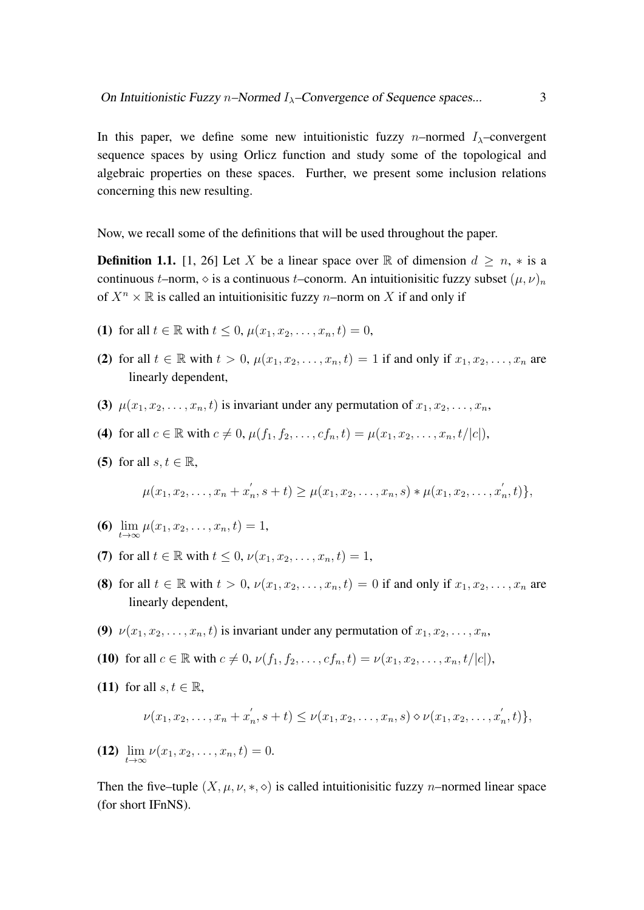In this paper, we define some new intuitionistic fuzzy $n$–normed $I_\lambda$–convergent sequence spaces by using Orlicz function and study some of the topological and algebraic properties on these spaces. Further, we present some inclusion relations concerning this new resulting.

Now, we recall some of the definitions that will be used throughout the paper.

**Definition 1.1.** [1, 26] Let $X$ be a linear space over $\mathbb{R}$ of dimension $d \geq n$, $*$ is a continuous $t$–norm, $\diamond$ is a continuous $t$–conorm. An intuitionisitic fuzzy subset $(\mu, \nu)_n$ of $X^n \times \mathbb{R}$ is called an intuitionisitic fuzzy $n$–norm on $X$ if and only if

**(1)** for all $t \in \mathbb{R}$ with $t \leq 0$, $\mu(x_1, x_2, \ldots, x_n, t) = 0$,

**(2)** for all $t \in \mathbb{R}$ with $t > 0$, $\mu(x_1, x_2, \ldots, x_n, t) = 1$ if and only if $x_1, x_2, \ldots, x_n$ are linearly dependent,

**(3)** $\mu(x_1, x_2, \ldots, x_n, t)$ is invariant under any permutation of $x_1, x_2, \ldots, x_n$,

**(4)** for all $c \in \mathbb{R}$ with $c \neq 0$, $\mu(f_1, f_2, \ldots, cf_n, t) = \mu(x_1, x_2, \ldots, x_n, t/|c|)$,

**(5)** for all $s, t \in \mathbb{R}$,

$$\mu(x_1, x_2, \ldots, x_n + x_n^{'}, s + t) \geq \mu(x_1, x_2, \ldots, x_n, s) * \mu(x_1, x_2, \ldots, x_n^{'}, t)\},$$

**(6)** $\lim\limits_{t \to \infty} \mu(x_1, x_2, \ldots, x_n, t) = 1$,

**(7)** for all $t \in \mathbb{R}$ with $t \leq 0$, $\nu(x_1, x_2, \ldots, x_n, t) = 1$,

**(8)** for all $t \in \mathbb{R}$ with $t > 0$, $\nu(x_1, x_2, \ldots, x_n, t) = 0$ if and only if $x_1, x_2, \ldots, x_n$ are linearly dependent,

**(9)** $\nu(x_1, x_2, \ldots, x_n, t)$ is invariant under any permutation of $x_1, x_2, \ldots, x_n$,

**(10)** for all $c \in \mathbb{R}$ with $c \neq 0$, $\nu(f_1, f_2, \ldots, cf_n, t) = \nu(x_1, x_2, \ldots, x_n, t/|c|)$,

**(11)** for all $s, t \in \mathbb{R}$,

$$\nu(x_1, x_2, \ldots, x_n + x_n^{'}, s + t) \leq \nu(x_1, x_2, \ldots, x_n, s) \diamond \nu(x_1, x_2, \ldots, x_n^{'}, t)\},$$

**(12)** $\lim\limits_{t \to \infty} \nu(x_1, x_2, \ldots, x_n, t) = 0$.

Then the five–tuple $(X, \mu, \nu, *, \diamond)$ is called intuitionisitic fuzzy $n$–normed linear space (for short IFnNS).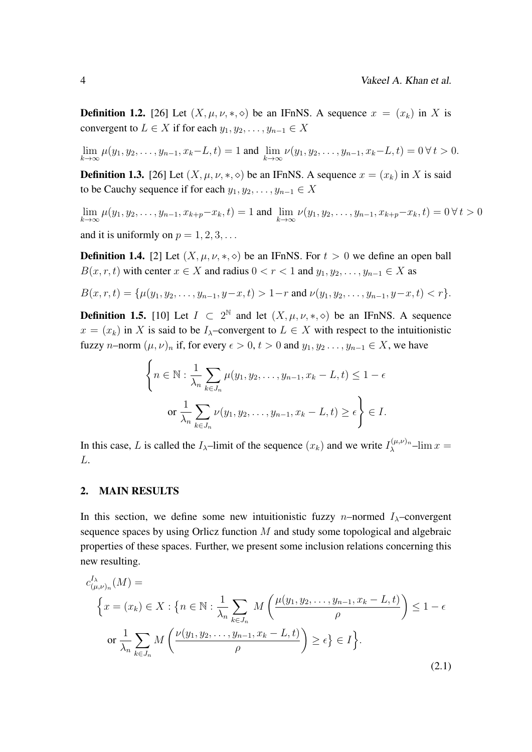**Definition 1.2.** [26] Let $(X, \mu, \nu, *, \diamond)$ be an IFnNS. A sequence $x = (x_k)$ in $X$ is convergent to $L \in X$ if for each $y_1, y_2, \ldots, y_{n-1} \in X$

$$\lim_{k\to\infty} \mu(y_1, y_2, \ldots, y_{n-1}, x_k - L, t) = 1 \text{ and } \lim_{k\to\infty} \nu(y_1, y_2, \ldots, y_{n-1}, x_k - L, t) = 0 \, \forall \, t > 0.$$

**Definition 1.3.** [26] Let $(X, \mu, \nu, *, \diamond)$ be an IFnNS. A sequence $x = (x_k)$ in $X$ is said to be Cauchy sequence if for each $y_1, y_2, \ldots, y_{n-1} \in X$

$$\lim_{k\to\infty} \mu(y_1, y_2, \ldots, y_{n-1}, x_{k+p} - x_k, t) = 1 \text{ and } \lim_{k\to\infty} \nu(y_1, y_2, \ldots, y_{n-1}, x_{k+p} - x_k, t) = 0 \, \forall \, t > 0$$

and it is uniformly on $p = 1, 2, 3, \ldots$

**Definition 1.4.** [2] Let $(X, \mu, \nu, *, \diamond)$ be an IFnNS. For $t > 0$ we define an open ball $B(x, r, t)$ with center $x \in X$ and radius $0 < r < 1$ and $y_1, y_2, \ldots, y_{n-1} \in X$ as

$$B(x, r, t) = \{\mu(y_1, y_2, \ldots, y_{n-1}, y - x, t) > 1 - r \text{ and } \nu(y_1, y_2, \ldots, y_{n-1}, y - x, t) < r\}.$$

**Definition 1.5.** [10] Let $I \subset 2^{\mathbb{N}}$ and let $(X, \mu, \nu, *, \diamond)$ be an IFnNS. A sequence $x = (x_k)$ in $X$ is said to be $I_\lambda$–convergent to $L \in X$ with respect to the intuitionistic fuzzy $n$–norm $(\mu, \nu)_n$ if, for every $\epsilon > 0$, $t > 0$ and $y_1, y_2 \ldots, y_{n-1} \in X$, we have

$$\left\{ n \in \mathbb{N} : \frac{1}{\lambda_n} \sum_{k \in J_n} \mu(y_1, y_2, \ldots, y_{n-1}, x_k - L, t) \leq 1 - \epsilon \right.$$
$$\left. \text{or } \frac{1}{\lambda_n} \sum_{k \in J_n} \nu(y_1, y_2, \ldots, y_{n-1}, x_k - L, t) \geq \epsilon \right\} \in I.$$

In this case, $L$ is called the $I_\lambda$–limit of the sequence $(x_k)$ and we write $I_\lambda^{(\mu,\nu)_n}$–$\lim x = L$.

## 2. MAIN RESULTS

In this section, we define some new intuitionistic fuzzy $n$–normed $I_\lambda$–convergent sequence spaces by using Orlicz function $M$ and study some topological and algebraic properties of these spaces. Further, we present some inclusion relations concerning this new resulting.

$$\begin{aligned}
&c^{I_\lambda}_{(\mu,\nu)_n}(M) = \\
&\Big\{ x = (x_k) \in X : \big\{ n \in \mathbb{N} : \frac{1}{\lambda_n} \sum_{k \in J_n} M\left(\frac{\mu(y_1, y_2, \ldots, y_{n-1}, x_k - L, t)}{\rho}\right) \leq 1 - \epsilon \\
&\text{or } \frac{1}{\lambda_n} \sum_{k \in J_n} M\left(\frac{\nu(y_1, y_2, \ldots, y_{n-1}, x_k - L, t)}{\rho}\right) \geq \epsilon \big\} \in I \Big\}.
\end{aligned} \tag{2.1}$$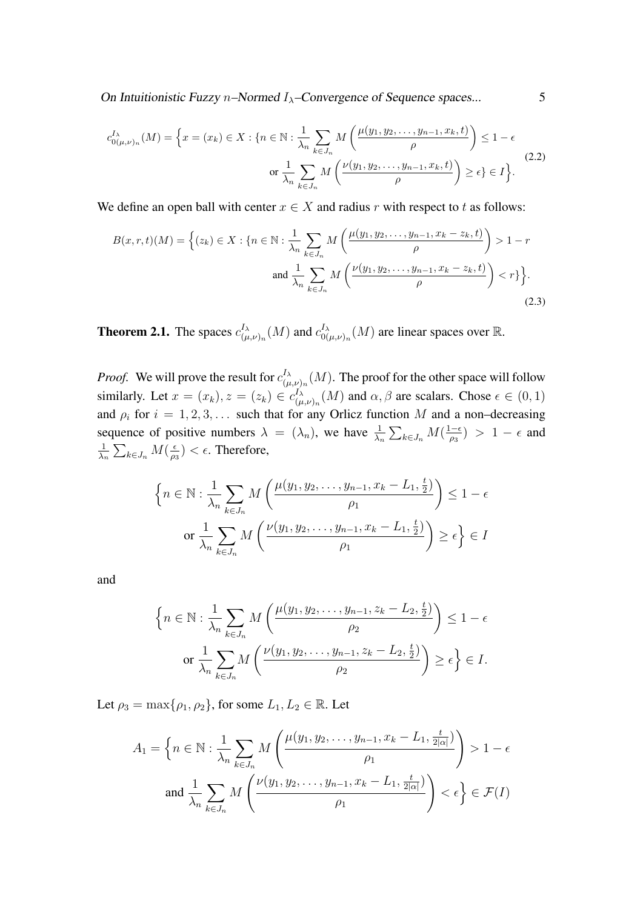$$c^{I_\lambda}_{0(\mu,\nu)_n}(M) = \Big\{x = (x_k) \in X : \{n \in \mathbb{N} : \frac{1}{\lambda_n} \sum_{k \in J_n} M\left(\frac{\mu(y_1, y_2, \ldots, y_{n-1}, x_k, t)}{\rho}\right) \leq 1 - \epsilon$$
$$\text{or } \frac{1}{\lambda_n} \sum_{k \in J_n} M\left(\frac{\nu(y_1, y_2, \ldots, y_{n-1}, x_k, t)}{\rho}\right) \geq \epsilon\} \in I\Big\}. \tag{2.2}$$

We define an open ball with center $x \in X$ and radius $r$ with respect to $t$ as follows:

$$B(x, r, t)(M) = \Big\{(z_k) \in X : \{n \in \mathbb{N} : \frac{1}{\lambda_n} \sum_{k \in J_n} M\left(\frac{\mu(y_1, y_2, \ldots, y_{n-1}, x_k - z_k, t)}{\rho}\right) > 1 - r$$
$$\text{and } \frac{1}{\lambda_n} \sum_{k \in J_n} M\left(\frac{\nu(y_1, y_2, \ldots, y_{n-1}, x_k - z_k, t)}{\rho}\right) < r\}\Big\}. \tag{2.3}$$

**Theorem 2.1.** The spaces $c^{I_\lambda}_{(\mu,\nu)_n}(M)$ and $c^{I_\lambda}_{0(\mu,\nu)_n}(M)$ are linear spaces over $\mathbb{R}$.

*Proof.* We will prove the result for $c^{I_\lambda}_{(\mu,\nu)_n}(M)$. The proof for the other space will follow similarly. Let $x = (x_k), z = (z_k) \in c^{I_\lambda}_{(\mu,\nu)_n}(M)$ and $\alpha, \beta$ are scalars. Chose $\epsilon \in (0, 1)$ and $\rho_i$ for $i = 1, 2, 3, \ldots$ such that for any Orlicz function $M$ and a non–decreasing sequence of positive numbers $\lambda = (\lambda_n)$, we have $\frac{1}{\lambda_n} \sum_{k \in J_n} M(\frac{1-\epsilon}{\rho_3}) > 1 - \epsilon$ and $\frac{1}{\lambda_n} \sum_{k \in J_n} M(\frac{\epsilon}{\rho_3}) < \epsilon$. Therefore,

$$\Big\{n \in \mathbb{N} : \frac{1}{\lambda_n} \sum_{k \in J_n} M\left(\frac{\mu(y_1, y_2, \ldots, y_{n-1}, x_k - L_1, \frac{t}{2})}{\rho_1}\right) \leq 1 - \epsilon$$
$$\text{or } \frac{1}{\lambda_n} \sum_{k \in J_n} M\left(\frac{\nu(y_1, y_2, \ldots, y_{n-1}, x_k - L_1, \frac{t}{2})}{\rho_1}\right) \geq \epsilon\Big\} \in I$$

and

$$\Big\{n \in \mathbb{N} : \frac{1}{\lambda_n} \sum_{k \in J_n} M\left(\frac{\mu(y_1, y_2, \ldots, y_{n-1}, z_k - L_2, \frac{t}{2})}{\rho_2}\right) \leq 1 - \epsilon$$
$$\text{or } \frac{1}{\lambda_n} \sum_{k \in J_n} M\left(\frac{\nu(y_1, y_2, \ldots, y_{n-1}, z_k - L_2, \frac{t}{2})}{\rho_2}\right) \geq \epsilon\Big\} \in I.$$

Let $\rho_3 = \max\{\rho_1, \rho_2\}$, for some $L_1, L_2 \in \mathbb{R}$. Let

$$A_1 = \Big\{n \in \mathbb{N} : \frac{1}{\lambda_n} \sum_{k \in J_n} M\left(\frac{\mu(y_1, y_2, \ldots, y_{n-1}, x_k - L_1, \frac{t}{2|\alpha|})}{\rho_1}\right) > 1 - \epsilon$$
$$\text{and } \frac{1}{\lambda_n} \sum_{k \in J_n} M\left(\frac{\nu(y_1, y_2, \ldots, y_{n-1}, x_k - L_1, \frac{t}{2|\alpha|})}{\rho_1}\right) < \epsilon\Big\} \in \mathcal{F}(I)$$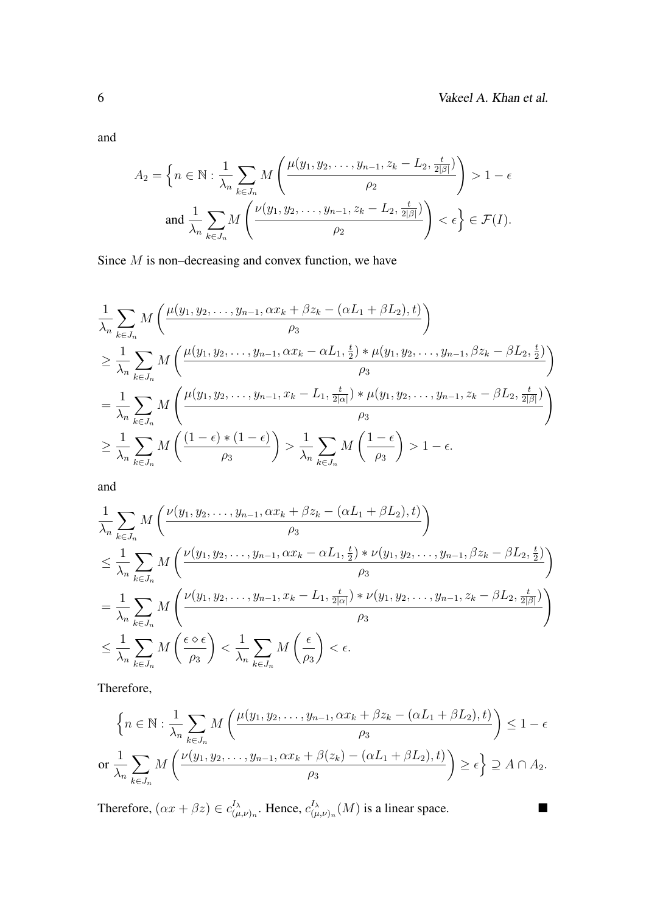and

$$A_2 = \Big\{ n \in \mathbb{N} : \frac{1}{\lambda_n} \sum_{k \in J_n} M\left( \frac{\mu(y_1, y_2, \ldots, y_{n-1}, z_k - L_2, \frac{t}{2|\beta|})}{\rho_2} \right) > 1 - \epsilon$$

$$\text{and } \frac{1}{\lambda_n} \sum_{k \in J_n} M\left( \frac{\nu(y_1, y_2, \ldots, y_{n-1}, z_k - L_2, \frac{t}{2|\beta|})}{\rho_2} \right) < \epsilon \Big\} \in \mathcal{F}(I).$$

Since $M$ is non–decreasing and convex function, we have

$$\begin{aligned}
&\frac{1}{\lambda_n} \sum_{k \in J_n} M\left( \frac{\mu(y_1, y_2, \ldots, y_{n-1}, \alpha x_k + \beta z_k - (\alpha L_1 + \beta L_2), t)}{\rho_3} \right) \\
&\geq \frac{1}{\lambda_n} \sum_{k \in J_n} M\left( \frac{\mu(y_1, y_2, \ldots, y_{n-1}, \alpha x_k - \alpha L_1, \frac{t}{2}) * \mu(y_1, y_2, \ldots, y_{n-1}, \beta z_k - \beta L_2, \frac{t}{2})}{\rho_3} \right) \\
&= \frac{1}{\lambda_n} \sum_{k \in J_n} M\left( \frac{\mu(y_1, y_2, \ldots, y_{n-1}, x_k - L_1, \frac{t}{2|\alpha|}) * \mu(y_1, y_2, \ldots, y_{n-1}, z_k - \beta L_2, \frac{t}{2|\beta|})}{\rho_3} \right) \\
&\geq \frac{1}{\lambda_n} \sum_{k \in J_n} M\left( \frac{(1-\epsilon) * (1-\epsilon)}{\rho_3} \right) > \frac{1}{\lambda_n} \sum_{k \in J_n} M\left( \frac{1-\epsilon}{\rho_3} \right) > 1 - \epsilon.
\end{aligned}$$

and

$$\begin{aligned}
&\frac{1}{\lambda_n} \sum_{k \in J_n} M\left( \frac{\nu(y_1, y_2, \ldots, y_{n-1}, \alpha x_k + \beta z_k - (\alpha L_1 + \beta L_2), t)}{\rho_3} \right) \\
&\leq \frac{1}{\lambda_n} \sum_{k \in J_n} M\left( \frac{\nu(y_1, y_2, \ldots, y_{n-1}, \alpha x_k - \alpha L_1, \frac{t}{2}) * \nu(y_1, y_2, \ldots, y_{n-1}, \beta z_k - \beta L_2, \frac{t}{2})}{\rho_3} \right) \\
&= \frac{1}{\lambda_n} \sum_{k \in J_n} M\left( \frac{\nu(y_1, y_2, \ldots, y_{n-1}, x_k - L_1, \frac{t}{2|\alpha|}) * \nu(y_1, y_2, \ldots, y_{n-1}, z_k - \beta L_2, \frac{t}{2|\beta|})}{\rho_3} \right) \\
&\leq \frac{1}{\lambda_n} \sum_{k \in J_n} M\left( \frac{\epsilon \diamond \epsilon}{\rho_3} \right) < \frac{1}{\lambda_n} \sum_{k \in J_n} M\left( \frac{\epsilon}{\rho_3} \right) < \epsilon.
\end{aligned}$$

Therefore,

$$\Big\{ n \in \mathbb{N} : \frac{1}{\lambda_n} \sum_{k \in J_n} M\left( \frac{\mu(y_1, y_2, \ldots, y_{n-1}, \alpha x_k + \beta z_k - (\alpha L_1 + \beta L_2), t)}{\rho_3} \right) \leq 1 - \epsilon$$

$$\text{or } \frac{1}{\lambda_n} \sum_{k \in J_n} M\left( \frac{\nu(y_1, y_2, \ldots, y_{n-1}, \alpha x_k + \beta(z_k) - (\alpha L_1 + \beta L_2), t)}{\rho_3} \right) \geq \epsilon \Big\} \supseteq A \cap A_2.$$

Therefore, $(\alpha x + \beta z) \in c^{I_\lambda}_{(\mu,\nu)_n}$. Hence, $c^{I_\lambda}_{(\mu,\nu)_n}(M)$ is a linear space. ∎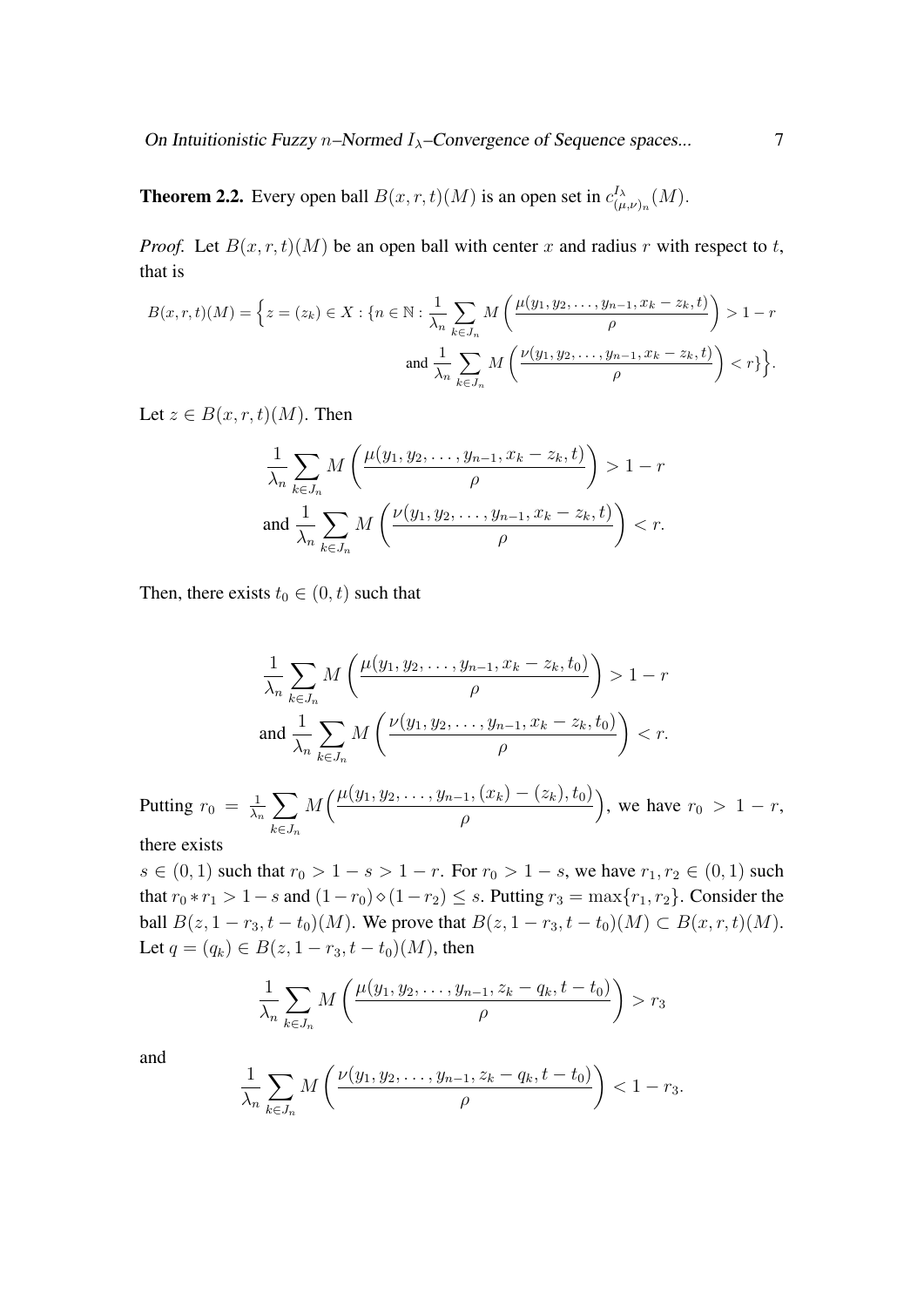**Theorem 2.2.** Every open ball $B(x, r, t)(M)$ is an open set in $c^{I_\lambda}_{(\mu,\nu)_n}(M)$.

*Proof.* Let $B(x, r, t)(M)$ be an open ball with center $x$ and radius $r$ with respect to $t$, that is

$$B(x,r,t)(M) = \Big\{ z = (z_k) \in X : \{n \in \mathbb{N} : \frac{1}{\lambda_n} \sum_{k \in J_n} M\left(\frac{\mu(y_1, y_2, \ldots, y_{n-1}, x_k - z_k, t)}{\rho}\right) > 1 - r$$

$$\text{and } \frac{1}{\lambda_n} \sum_{k \in J_n} M\left(\frac{\nu(y_1, y_2, \ldots, y_{n-1}, x_k - z_k, t)}{\rho}\right) < r\}\Big\}.$$

Let $z \in B(x, r, t)(M)$. Then

$$\frac{1}{\lambda_n} \sum_{k \in J_n} M\left(\frac{\mu(y_1, y_2, \ldots, y_{n-1}, x_k - z_k, t)}{\rho}\right) > 1 - r$$

$$\text{and } \frac{1}{\lambda_n} \sum_{k \in J_n} M\left(\frac{\nu(y_1, y_2, \ldots, y_{n-1}, x_k - z_k, t)}{\rho}\right) < r.$$

Then, there exists $t_0 \in (0, t)$ such that

$$\frac{1}{\lambda_n} \sum_{k \in J_n} M\left(\frac{\mu(y_1, y_2, \ldots, y_{n-1}, x_k - z_k, t_0)}{\rho}\right) > 1 - r$$

$$\text{and } \frac{1}{\lambda_n} \sum_{k \in J_n} M\left(\frac{\nu(y_1, y_2, \ldots, y_{n-1}, x_k - z_k, t_0)}{\rho}\right) < r.$$

Putting $r_0 = \frac{1}{\lambda_n} \sum_{k \in J_n} M\Big(\frac{\mu(y_1, y_2, \ldots, y_{n-1}, (x_k) - (z_k), t_0)}{\rho}\Big)$, we have $r_0 > 1 - r$, there exists $s \in (0, 1)$ such that $r_0 > 1 - s > 1 - r$. For $r_0 > 1 - s$, we have $r_1, r_2 \in (0, 1)$ such that $r_0 * r_1 > 1 - s$ and $(1 - r_0) \diamond (1 - r_2) \leq s$. Putting $r_3 = \max\{r_1, r_2\}$. Consider the ball $B(z, 1 - r_3, t - t_0)(M)$. We prove that $B(z, 1 - r_3, t - t_0)(M) \subset B(x, r, t)(M)$. Let $q = (q_k) \in B(z, 1 - r_3, t - t_0)(M)$, then

$$\frac{1}{\lambda_n} \sum_{k \in J_n} M\left(\frac{\mu(y_1, y_2, \ldots, y_{n-1}, z_k - q_k, t - t_0)}{\rho}\right) > r_3$$

and

$$\frac{1}{\lambda_n} \sum_{k \in J_n} M\left(\frac{\nu(y_1, y_2, \ldots, y_{n-1}, z_k - q_k, t - t_0)}{\rho}\right) < 1 - r_3.$$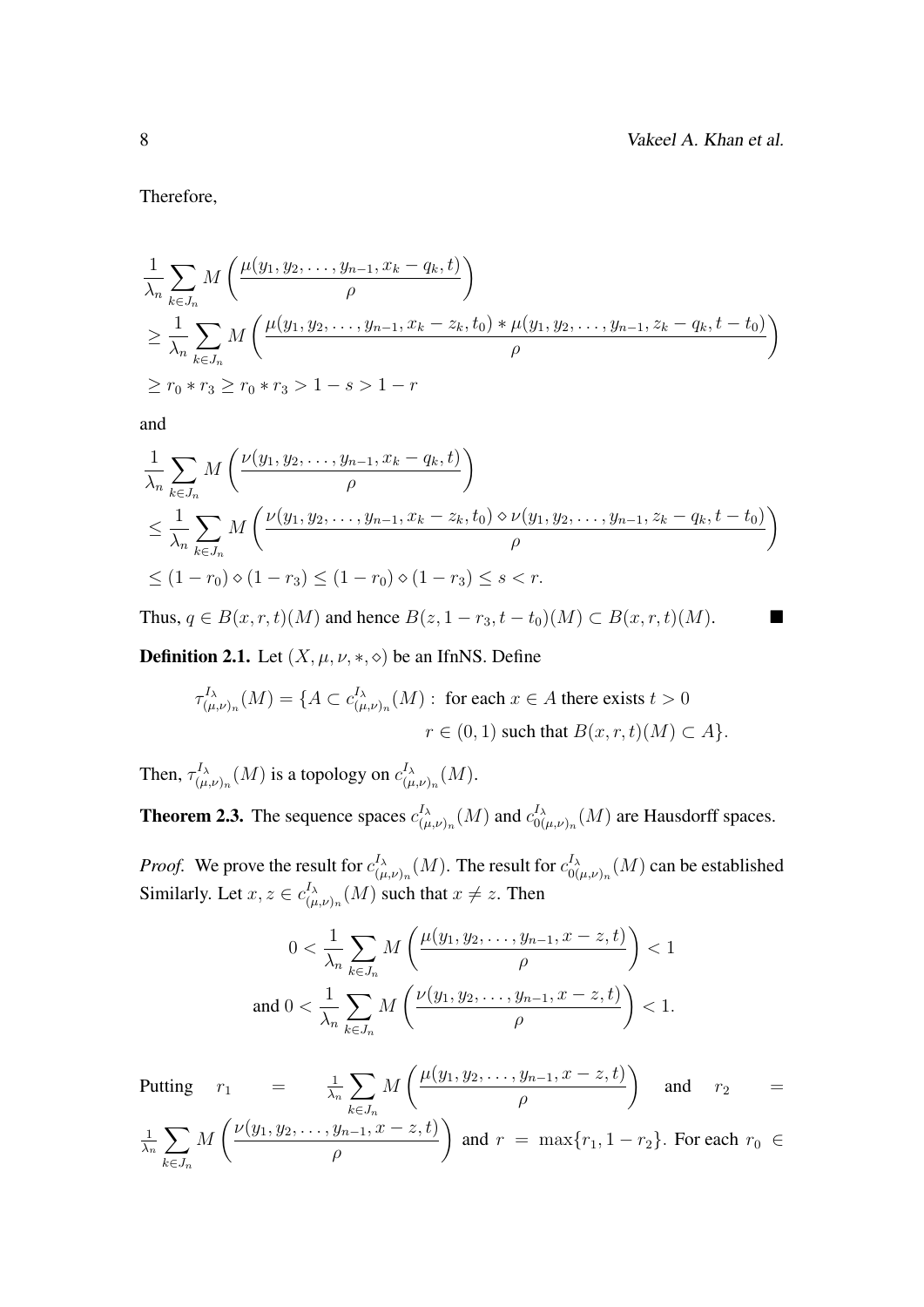Therefore,

$$\frac{1}{\lambda_n}\sum_{k\in J_n} M\left(\frac{\mu(y_1,y_2,\ldots,y_{n-1},x_k-q_k,t)}{\rho}\right)$$
$$\geq \frac{1}{\lambda_n}\sum_{k\in J_n} M\left(\frac{\mu(y_1,y_2,\ldots,y_{n-1},x_k-z_k,t_0)*\mu(y_1,y_2,\ldots,y_{n-1},z_k-q_k,t-t_0)}{\rho}\right)$$
$$\geq r_0 * r_3 \geq r_0 * r_3 > 1-s > 1-r$$

and

$$\frac{1}{\lambda_n}\sum_{k\in J_n} M\left(\frac{\nu(y_1,y_2,\ldots,y_{n-1},x_k-q_k,t)}{\rho}\right)$$
$$\leq \frac{1}{\lambda_n}\sum_{k\in J_n} M\left(\frac{\nu(y_1,y_2,\ldots,y_{n-1},x_k-z_k,t_0)\diamond\nu(y_1,y_2,\ldots,y_{n-1},z_k-q_k,t-t_0)}{\rho}\right)$$
$$\leq (1-r_0)\diamond(1-r_3) \leq (1-r_0)\diamond(1-r_3) \leq s < r.$$

Thus, $q \in B(x,r,t)(M)$ and hence $B(z,1-r_3,t-t_0)(M) \subset B(x,r,t)(M)$. ■

**Definition 2.1.** Let $(X,\mu,\nu,*,\diamond)$ be an IfnNS. Define

$$\tau^{I_\lambda}_{(\mu,\nu)_n}(M) = \{A \subset c^{I_\lambda}_{(\mu,\nu)_n}(M) : \text{ for each } x \in A \text{ there exists } t>0$$
$$r \in (0,1) \text{ such that } B(x,r,t)(M) \subset A\}.$$

Then, $\tau^{I_\lambda}_{(\mu,\nu)_n}(M)$ is a topology on $c^{I_\lambda}_{(\mu,\nu)_n}(M)$.

**Theorem 2.3.** The sequence spaces $c^{I_\lambda}_{(\mu,\nu)_n}(M)$ and $c^{I_\lambda}_{0(\mu,\nu)_n}(M)$ are Hausdorff spaces.

*Proof.* We prove the result for $c^{I_\lambda}_{(\mu,\nu)_n}(M)$. The result for $c^{I_\lambda}_{0(\mu,\nu)_n}(M)$ can be established Similarly. Let $x,z \in c^{I_\lambda}_{(\mu,\nu)_n}(M)$ such that $x \neq z$. Then

$$0 < \frac{1}{\lambda_n}\sum_{k\in J_n} M\left(\frac{\mu(y_1,y_2,\ldots,y_{n-1},x-z,t)}{\rho}\right) < 1$$
$$\text{and } 0 < \frac{1}{\lambda_n}\sum_{k\in J_n} M\left(\frac{\nu(y_1,y_2,\ldots,y_{n-1},x-z,t)}{\rho}\right) < 1.$$

Putting $r_1 = \frac{1}{\lambda_n}\sum_{k\in J_n} M\left(\frac{\mu(y_1,y_2,\ldots,y_{n-1},x-z,t)}{\rho}\right)$ and $r_2 = \frac{1}{\lambda_n}\sum_{k\in J_n} M\left(\frac{\nu(y_1,y_2,\ldots,y_{n-1},x-z,t)}{\rho}\right)$ and $r = \max\{r_1, 1-r_2\}$. For each $r_0 \in$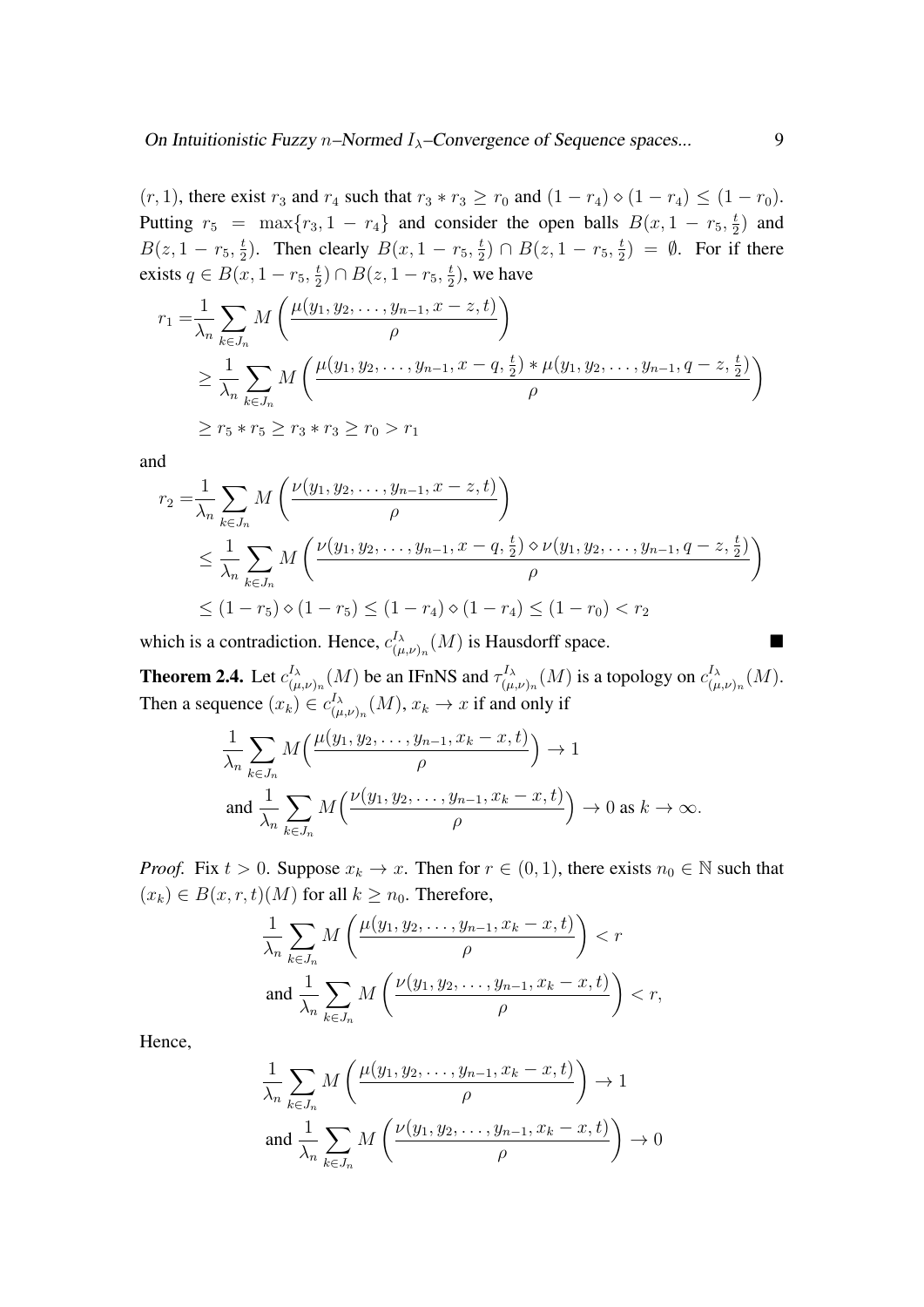$(r, 1)$, there exist $r_3$ and $r_4$ such that $r_3 * r_3 \geq r_0$ and $(1 - r_4) \diamond (1 - r_4) \leq (1 - r_0)$. Putting $r_5 = \max\{r_3, 1 - r_4\}$ and consider the open balls $B(x, 1 - r_5, \frac{t}{2})$ and $B(z, 1 - r_5, \frac{t}{2})$. Then clearly $B(x, 1 - r_5, \frac{t}{2}) \cap B(z, 1 - r_5, \frac{t}{2}) = \emptyset$. For if there exists $q \in B(x, 1 - r_5, \frac{t}{2}) \cap B(z, 1 - r_5, \frac{t}{2})$, we have

$$
\begin{aligned}
r_1 =& \frac{1}{\lambda_n} \sum_{k \in J_n} M\left(\frac{\mu(y_1, y_2, \ldots, y_{n-1}, x - z, t)}{\rho}\right) \\
&\geq \frac{1}{\lambda_n} \sum_{k \in J_n} M\left(\frac{\mu(y_1, y_2, \ldots, y_{n-1}, x - q, \frac{t}{2}) * \mu(y_1, y_2, \ldots, y_{n-1}, q - z, \frac{t}{2})}{\rho}\right) \\
&\geq r_5 * r_5 \geq r_3 * r_3 \geq r_0 > r_1
\end{aligned}
$$

and

$$
\begin{aligned}
r_2 =& \frac{1}{\lambda_n} \sum_{k \in J_n} M\left(\frac{\nu(y_1, y_2, \ldots, y_{n-1}, x - z, t)}{\rho}\right) \\
&\leq \frac{1}{\lambda_n} \sum_{k \in J_n} M\left(\frac{\nu(y_1, y_2, \ldots, y_{n-1}, x - q, \frac{t}{2}) \diamond \nu(y_1, y_2, \ldots, y_{n-1}, q - z, \frac{t}{2})}{\rho}\right) \\
&\leq (1 - r_5) \diamond (1 - r_5) \leq (1 - r_4) \diamond (1 - r_4) \leq (1 - r_0) < r_2
\end{aligned}
$$

which is a contradiction. Hence, $c^{I_\lambda}_{(\mu,\nu)_n}(M)$ is Hausdorff space. ■

**Theorem 2.4.** Let $c^{I_\lambda}_{(\mu,\nu)_n}(M)$ be an IFnNS and $\tau^{I_\lambda}_{(\mu,\nu)_n}(M)$ is a topology on $c^{I_\lambda}_{(\mu,\nu)_n}(M)$. Then a sequence $(x_k) \in c^{I_\lambda}_{(\mu,\nu)_n}(M)$, $x_k \to x$ if and only if

$$
\begin{aligned}
&\frac{1}{\lambda_n} \sum_{k \in J_n} M\Big(\frac{\mu(y_1, y_2, \ldots, y_{n-1}, x_k - x, t)}{\rho}\Big) \to 1 \\
&\text{and } \frac{1}{\lambda_n} \sum_{k \in J_n} M\Big(\frac{\nu(y_1, y_2, \ldots, y_{n-1}, x_k - x, t)}{\rho}\Big) \to 0 \text{ as } k \to \infty.
\end{aligned}
$$

*Proof.* Fix $t > 0$. Suppose $x_k \to x$. Then for $r \in (0, 1)$, there exists $n_0 \in \mathbb{N}$ such that $(x_k) \in B(x, r, t)(M)$ for all $k \geq n_0$. Therefore,

$$
\begin{aligned}
&\frac{1}{\lambda_n} \sum_{k \in J_n} M\left(\frac{\mu(y_1, y_2, \ldots, y_{n-1}, x_k - x, t)}{\rho}\right) < r \\
&\text{and } \frac{1}{\lambda_n} \sum_{k \in J_n} M\left(\frac{\nu(y_1, y_2, \ldots, y_{n-1}, x_k - x, t)}{\rho}\right) < r,
\end{aligned}
$$

Hence,

$$
\begin{aligned}
&\frac{1}{\lambda_n} \sum_{k \in J_n} M\left(\frac{\mu(y_1, y_2, \ldots, y_{n-1}, x_k - x, t)}{\rho}\right) \to 1 \\
&\text{and } \frac{1}{\lambda_n} \sum_{k \in J_n} M\left(\frac{\nu(y_1, y_2, \ldots, y_{n-1}, x_k - x, t)}{\rho}\right) \to 0
\end{aligned}
$$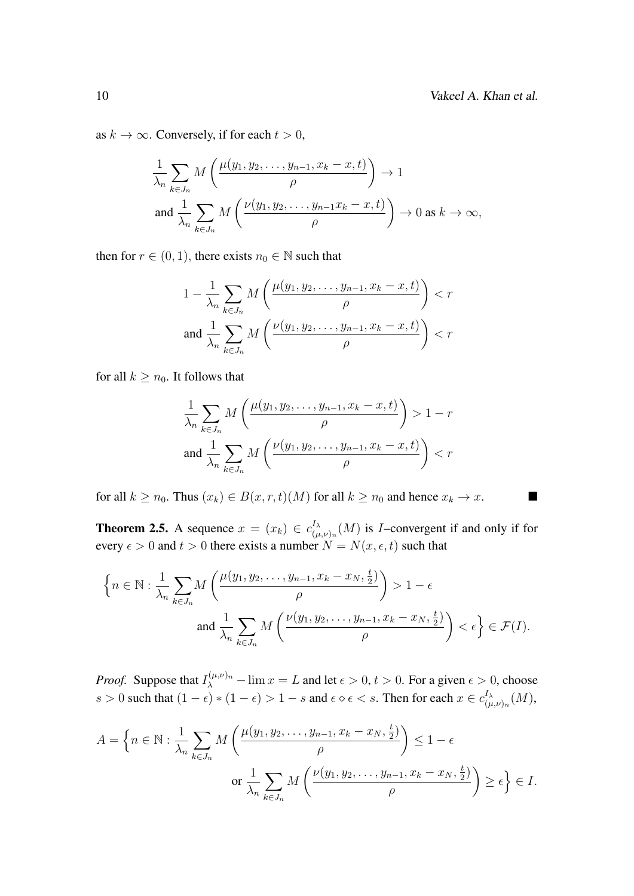as $k \to \infty$. Conversely, if for each $t > 0$,

$$\frac{1}{\lambda_n}\sum_{k\in J_n} M\left(\frac{\mu(y_1, y_2, \ldots, y_{n-1}, x_k - x, t)}{\rho}\right) \to 1$$
$$\text{and } \frac{1}{\lambda_n}\sum_{k\in J_n} M\left(\frac{\nu(y_1, y_2, \ldots, y_{n-1} x_k - x, t)}{\rho}\right) \to 0 \text{ as } k \to \infty,$$

then for $r \in (0, 1)$, there exists $n_0 \in \mathbb{N}$ such that

$$1 - \frac{1}{\lambda_n}\sum_{k\in J_n} M\left(\frac{\mu(y_1, y_2, \ldots, y_{n-1}, x_k - x, t)}{\rho}\right) < r$$
$$\text{and } \frac{1}{\lambda_n}\sum_{k\in J_n} M\left(\frac{\nu(y_1, y_2, \ldots, y_{n-1}, x_k - x, t)}{\rho}\right) < r$$

for all $k \geq n_0$. It follows that

$$\frac{1}{\lambda_n}\sum_{k\in J_n} M\left(\frac{\mu(y_1, y_2, \ldots, y_{n-1}, x_k - x, t)}{\rho}\right) > 1 - r$$
$$\text{and } \frac{1}{\lambda_n}\sum_{k\in J_n} M\left(\frac{\nu(y_1, y_2, \ldots, y_{n-1}, x_k - x, t)}{\rho}\right) < r$$

for all $k \geq n_0$. Thus $(x_k) \in B(x, r, t)(M)$ for all $k \geq n_0$ and hence $x_k \to x$. ∎

**Theorem 2.5.** A sequence $x = (x_k) \in c^{I_\lambda}_{(\mu,\nu)_n}(M)$ is $I$–convergent if and only if for every $\epsilon > 0$ and $t > 0$ there exists a number $N = N(x, \epsilon, t)$ such that

$$\Big\{n \in \mathbb{N} : \frac{1}{\lambda_n}\sum_{k\in J_n} M\left(\frac{\mu(y_1, y_2, \ldots, y_{n-1}, x_k - x_N, \frac{t}{2})}{\rho}\right) > 1 - \epsilon$$
$$\text{and } \frac{1}{\lambda_n}\sum_{k\in J_n} M\left(\frac{\nu(y_1, y_2, \ldots, y_{n-1}, x_k - x_N, \frac{t}{2})}{\rho}\right) < \epsilon\Big\} \in \mathcal{F}(I).$$

*Proof.* Suppose that $I^{(\mu,\nu)_n}_{\lambda} - \lim x = L$ and let $\epsilon > 0$, $t > 0$. For a given $\epsilon > 0$, choose $s > 0$ such that $(1 - \epsilon) * (1 - \epsilon) > 1 - s$ and $\epsilon \diamond \epsilon < s$. Then for each $x \in c^{I_\lambda}_{(\mu,\nu)_n}(M)$,

$$A = \Big\{n \in \mathbb{N} : \frac{1}{\lambda_n}\sum_{k\in J_n} M\left(\frac{\mu(y_1, y_2, \ldots, y_{n-1}, x_k - x_N, \frac{t}{2})}{\rho}\right) \leq 1 - \epsilon$$
$$\text{or } \frac{1}{\lambda_n}\sum_{k\in J_n} M\left(\frac{\nu(y_1, y_2, \ldots, y_{n-1}, x_k - x_N, \frac{t}{2})}{\rho}\right) \geq \epsilon\Big\} \in I.$$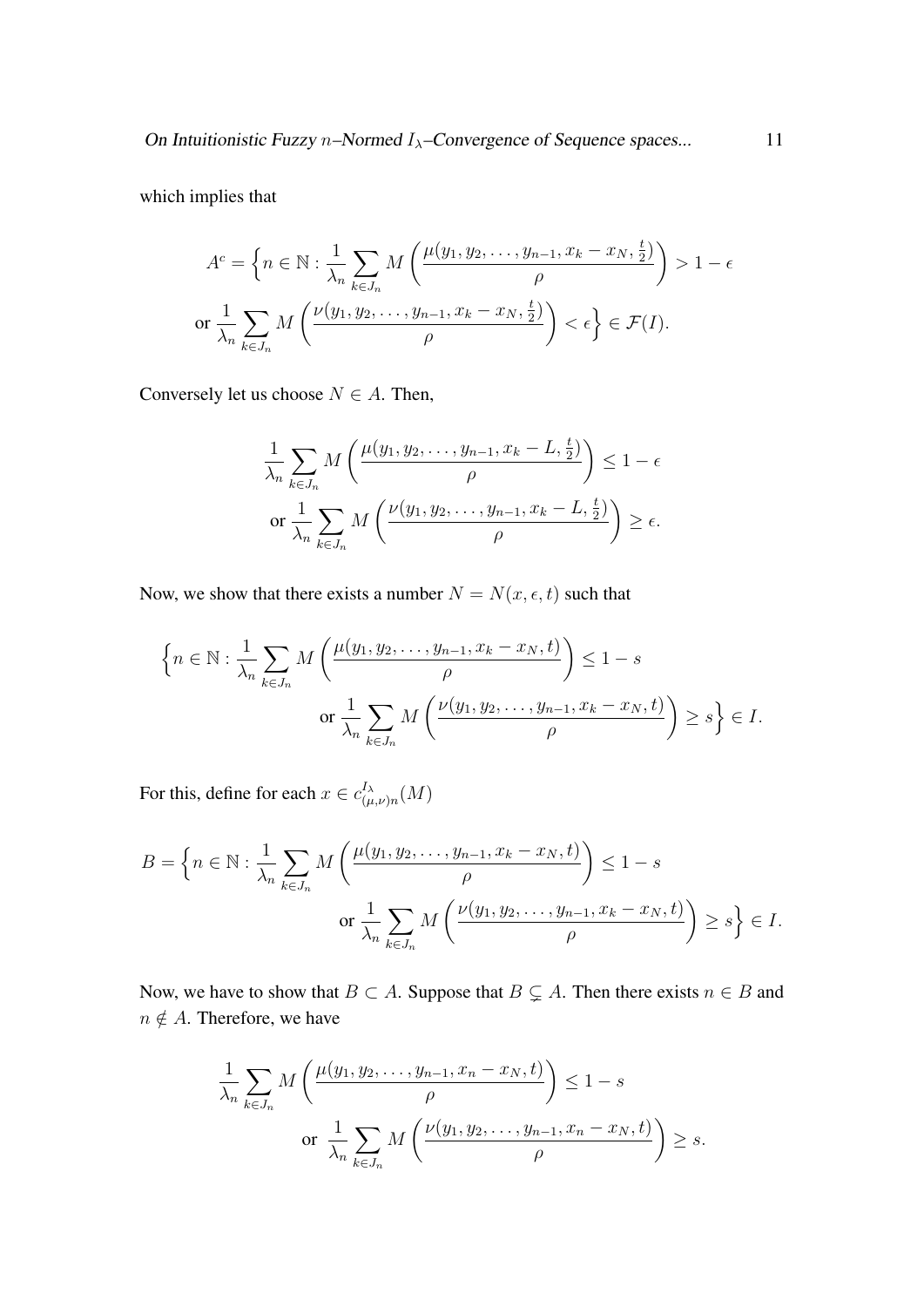which implies that

$$A^c = \Big\{ n \in \mathbb{N} : \frac{1}{\lambda_n} \sum_{k \in J_n} M\left( \frac{\mu(y_1, y_2, \ldots, y_{n-1}, x_k - x_N, \frac{t}{2})}{\rho} \right) > 1 - \epsilon$$

$$\text{or } \frac{1}{\lambda_n} \sum_{k \in J_n} M\left( \frac{\nu(y_1, y_2, \ldots, y_{n-1}, x_k - x_N, \frac{t}{2})}{\rho} \right) < \epsilon \Big\} \in \mathcal{F}(I).$$

Conversely let us choose $N \in A$. Then,

$$\frac{1}{\lambda_n} \sum_{k \in J_n} M\left( \frac{\mu(y_1, y_2, \ldots, y_{n-1}, x_k - L, \frac{t}{2})}{\rho} \right) \leq 1 - \epsilon$$

$$\text{or } \frac{1}{\lambda_n} \sum_{k \in J_n} M\left( \frac{\nu(y_1, y_2, \ldots, y_{n-1}, x_k - L, \frac{t}{2})}{\rho} \right) \geq \epsilon.$$

Now, we show that there exists a number $N = N(x, \epsilon, t)$ such that

$$\Big\{ n \in \mathbb{N} : \frac{1}{\lambda_n} \sum_{k \in J_n} M\left( \frac{\mu(y_1, y_2, \ldots, y_{n-1}, x_k - x_N, t)}{\rho} \right) \leq 1 - s$$

$$\text{or } \frac{1}{\lambda_n} \sum_{k \in J_n} M\left( \frac{\nu(y_1, y_2, \ldots, y_{n-1}, x_k - x_N, t)}{\rho} \right) \geq s \Big\} \in I.$$

For this, define for each $x \in c^{I_\lambda}_{(\mu,\nu)n}(M)$

$$B = \Big\{ n \in \mathbb{N} : \frac{1}{\lambda_n} \sum_{k \in J_n} M\left( \frac{\mu(y_1, y_2, \ldots, y_{n-1}, x_k - x_N, t)}{\rho} \right) \leq 1 - s$$

$$\text{or } \frac{1}{\lambda_n} \sum_{k \in J_n} M\left( \frac{\nu(y_1, y_2, \ldots, y_{n-1}, x_k - x_N, t)}{\rho} \right) \geq s \Big\} \in I.$$

Now, we have to show that $B \subset A$. Suppose that $B \subsetneq A$. Then there exists $n \in B$ and $n \notin A$. Therefore, we have

$$\frac{1}{\lambda_n} \sum_{k \in J_n} M\left( \frac{\mu(y_1, y_2, \ldots, y_{n-1}, x_n - x_N, t)}{\rho} \right) \leq 1 - s$$

$$\text{or } \frac{1}{\lambda_n} \sum_{k \in J_n} M\left( \frac{\nu(y_1, y_2, \ldots, y_{n-1}, x_n - x_N, t)}{\rho} \right) \geq s.$$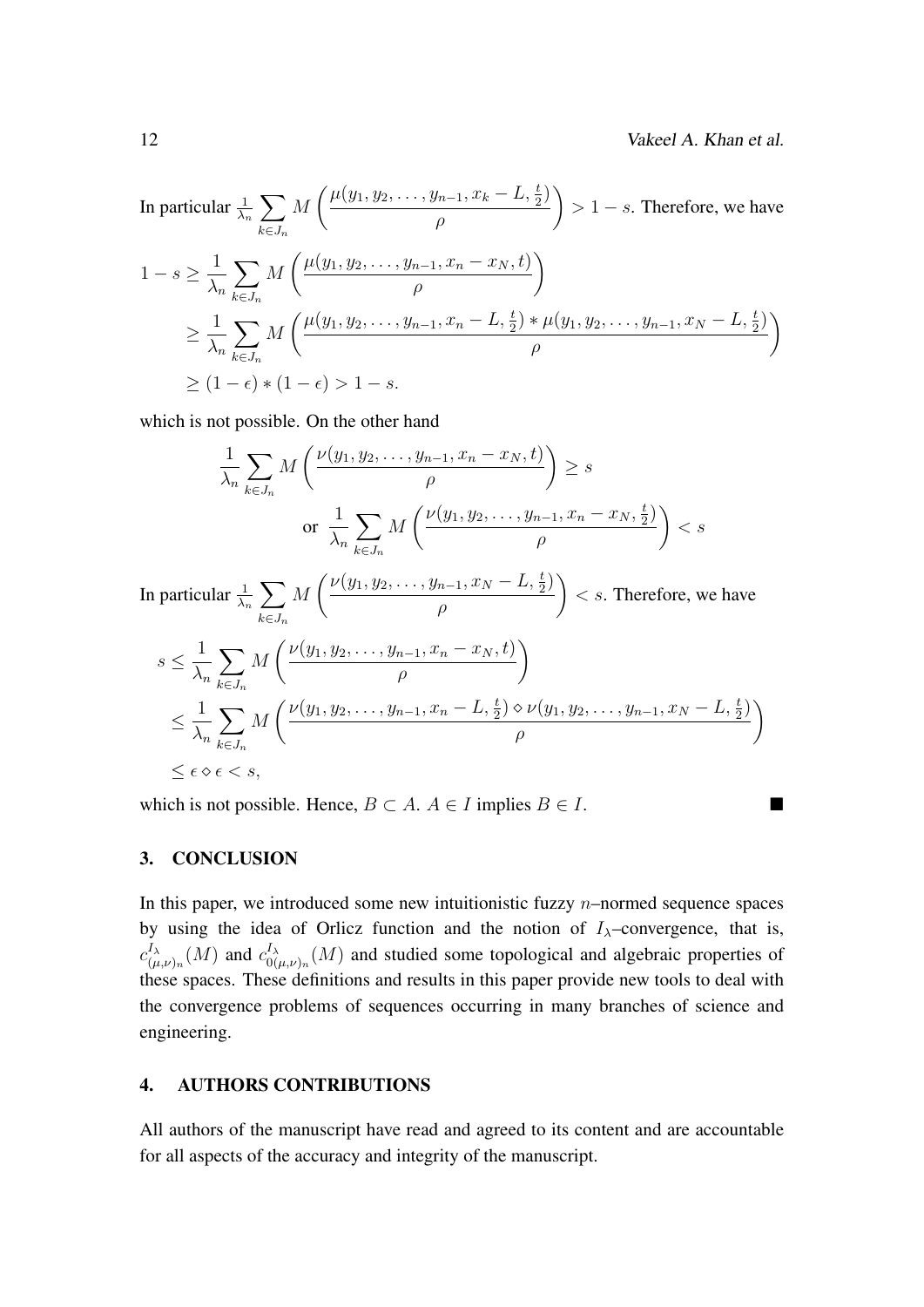In particular $\frac{1}{\lambda_n} \sum_{k \in J_n} M\left(\frac{\mu(y_1, y_2, \ldots, y_{n-1}, x_k - L, \frac{t}{2})}{\rho}\right) > 1 - s$. Therefore, we have

$$
\begin{aligned}
1 - s &\geq \frac{1}{\lambda_n} \sum_{k \in J_n} M\left(\frac{\mu(y_1, y_2, \ldots, y_{n-1}, x_n - x_N, t)}{\rho}\right) \\
&\geq \frac{1}{\lambda_n} \sum_{k \in J_n} M\left(\frac{\mu(y_1, y_2, \ldots, y_{n-1}, x_n - L, \frac{t}{2}) * \mu(y_1, y_2, \ldots, y_{n-1}, x_N - L, \frac{t}{2})}{\rho}\right) \\
&\geq (1 - \epsilon) * (1 - \epsilon) > 1 - s.
\end{aligned}
$$

which is not possible. On the other hand

$$
\begin{aligned}
&\frac{1}{\lambda_n} \sum_{k \in J_n} M\left(\frac{\nu(y_1, y_2, \ldots, y_{n-1}, x_n - x_N, t)}{\rho}\right) \geq s \\
&\qquad \text{or } \frac{1}{\lambda_n} \sum_{k \in J_n} M\left(\frac{\nu(y_1, y_2, \ldots, y_{n-1}, x_n - x_N, \frac{t}{2})}{\rho}\right) < s
\end{aligned}
$$

In particular $\frac{1}{\lambda_n} \sum_{k \in J_n} M\left(\frac{\nu(y_1, y_2, \ldots, y_{n-1}, x_N - L, \frac{t}{2})}{\rho}\right) < s$. Therefore, we have

$$
\begin{aligned}
s &\leq \frac{1}{\lambda_n} \sum_{k \in J_n} M\left(\frac{\nu(y_1, y_2, \ldots, y_{n-1}, x_n - x_N, t)}{\rho}\right) \\
&\leq \frac{1}{\lambda_n} \sum_{k \in J_n} M\left(\frac{\nu(y_1, y_2, \ldots, y_{n-1}, x_n - L, \frac{t}{2}) \diamond \nu(y_1, y_2, \ldots, y_{n-1}, x_N - L, \frac{t}{2})}{\rho}\right) \\
&\leq \epsilon \diamond \epsilon < s,
\end{aligned}
$$

which is not possible. Hence, $B \subset A$. $A \in I$ implies $B \in I$. ∎

## 3. CONCLUSION

In this paper, we introduced some new intuitionistic fuzzy $n$–normed sequence spaces by using the idea of Orlicz function and the notion of $I_\lambda$–convergence, that is, $c^{I_\lambda}_{(\mu,\nu)_n}(M)$ and $c^{I_\lambda}_{0(\mu,\nu)_n}(M)$ and studied some topological and algebraic properties of these spaces. These definitions and results in this paper provide new tools to deal with the convergence problems of sequences occurring in many branches of science and engineering.

## 4. AUTHORS CONTRIBUTIONS

All authors of the manuscript have read and agreed to its content and are accountable for all aspects of the accuracy and integrity of the manuscript.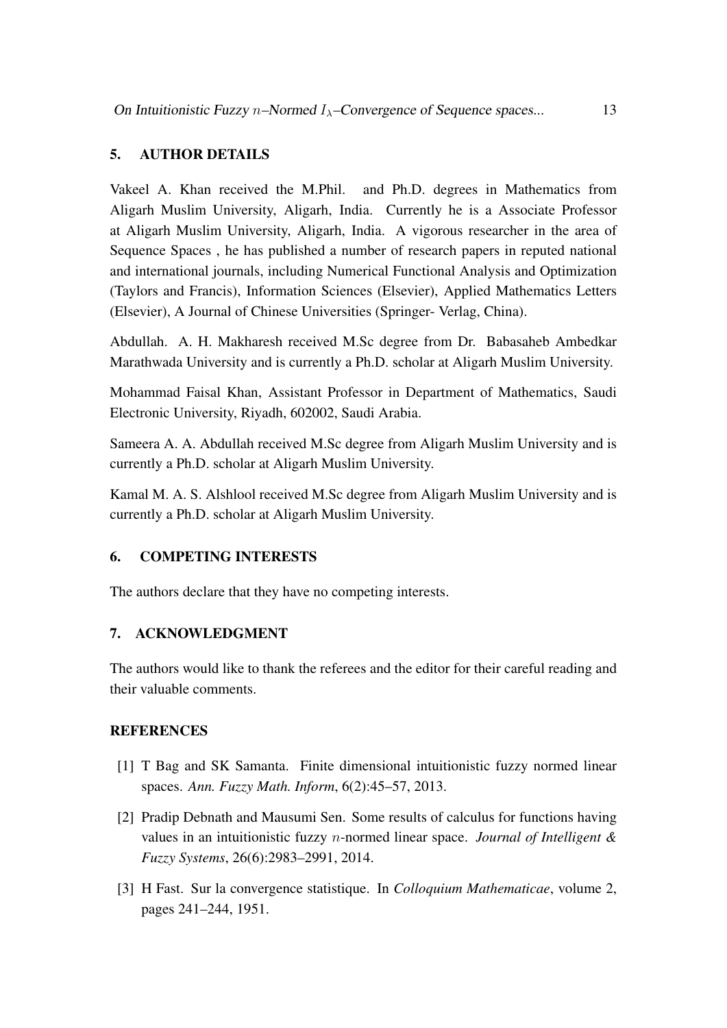## 5. AUTHOR DETAILS

Vakeel A. Khan received the M.Phil. and Ph.D. degrees in Mathematics from Aligarh Muslim University, Aligarh, India. Currently he is a Associate Professor at Aligarh Muslim University, Aligarh, India. A vigorous researcher in the area of Sequence Spaces , he has published a number of research papers in reputed national and international journals, including Numerical Functional Analysis and Optimization (Taylors and Francis), Information Sciences (Elsevier), Applied Mathematics Letters (Elsevier), A Journal of Chinese Universities (Springer- Verlag, China).

Abdullah. A. H. Makharesh received M.Sc degree from Dr. Babasaheb Ambedkar Marathwada University and is currently a Ph.D. scholar at Aligarh Muslim University.

Mohammad Faisal Khan, Assistant Professor in Department of Mathematics, Saudi Electronic University, Riyadh, 602002, Saudi Arabia.

Sameera A. A. Abdullah received M.Sc degree from Aligarh Muslim University and is currently a Ph.D. scholar at Aligarh Muslim University.

Kamal M. A. S. Alshlool received M.Sc degree from Aligarh Muslim University and is currently a Ph.D. scholar at Aligarh Muslim University.

## 6. COMPETING INTERESTS

The authors declare that they have no competing interests.

## 7. ACKNOWLEDGMENT

The authors would like to thank the referees and the editor for their careful reading and their valuable comments.

## REFERENCES

[1] T Bag and SK Samanta. Finite dimensional intuitionistic fuzzy normed linear spaces. *Ann. Fuzzy Math. Inform*, 6(2):45–57, 2013.

[2] Pradip Debnath and Mausumi Sen. Some results of calculus for functions having values in an intuitionistic fuzzy $n$-normed linear space. *Journal of Intelligent & Fuzzy Systems*, 26(6):2983–2991, 2014.

[3] H Fast. Sur la convergence statistique. In *Colloquium Mathematicae*, volume 2, pages 241–244, 1951.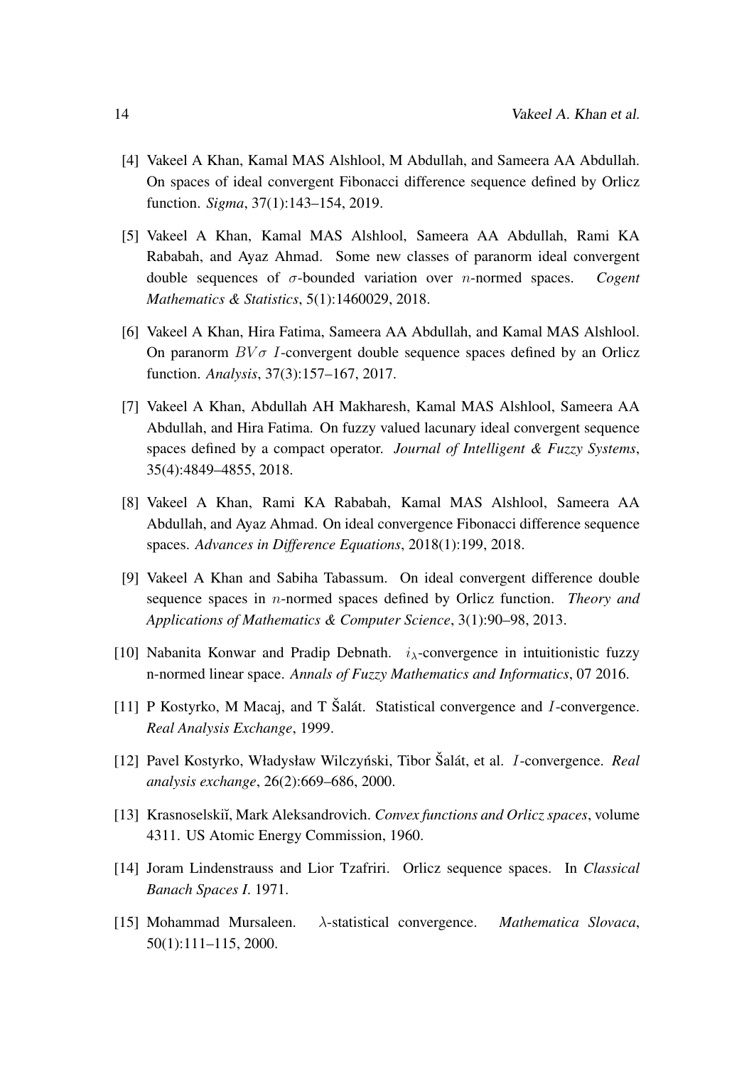[4] Vakeel A Khan, Kamal MAS Alshlool, M Abdullah, and Sameera AA Abdullah. On spaces of ideal convergent Fibonacci difference sequence defined by Orlicz function. *Sigma*, 37(1):143–154, 2019.

[5] Vakeel A Khan, Kamal MAS Alshlool, Sameera AA Abdullah, Rami KA Rababah, and Ayaz Ahmad. Some new classes of paranorm ideal convergent double sequences of $\sigma$-bounded variation over $n$-normed spaces. *Cogent Mathematics & Statistics*, 5(1):1460029, 2018.

[6] Vakeel A Khan, Hira Fatima, Sameera AA Abdullah, and Kamal MAS Alshlool. On paranorm $BV\sigma$ $I$-convergent double sequence spaces defined by an Orlicz function. *Analysis*, 37(3):157–167, 2017.

[7] Vakeel A Khan, Abdullah AH Makharesh, Kamal MAS Alshlool, Sameera AA Abdullah, and Hira Fatima. On fuzzy valued lacunary ideal convergent sequence spaces defined by a compact operator. *Journal of Intelligent & Fuzzy Systems*, 35(4):4849–4855, 2018.

[8] Vakeel A Khan, Rami KA Rababah, Kamal MAS Alshlool, Sameera AA Abdullah, and Ayaz Ahmad. On ideal convergence Fibonacci difference sequence spaces. *Advances in Difference Equations*, 2018(1):199, 2018.

[9] Vakeel A Khan and Sabiha Tabassum. On ideal convergent difference double sequence spaces in $n$-normed spaces defined by Orlicz function. *Theory and Applications of Mathematics & Computer Science*, 3(1):90–98, 2013.

[10] Nabanita Konwar and Pradip Debnath. $i_\lambda$-convergence in intuitionistic fuzzy n-normed linear space. *Annals of Fuzzy Mathematics and Informatics*, 07 2016.

[11] P Kostyrko, M Macaj, and T Šalát. Statistical convergence and $I$-convergence. *Real Analysis Exchange*, 1999.

[12] Pavel Kostyrko, Władysław Wilczyński, Tibor Šalát, et al. $I$-convergence. *Real analysis exchange*, 26(2):669–686, 2000.

[13] Krasnoselskiĭ, Mark Aleksandrovich. *Convex functions and Orlicz spaces*, volume 4311. US Atomic Energy Commission, 1960.

[14] Joram Lindenstrauss and Lior Tzafriri. Orlicz sequence spaces. In *Classical Banach Spaces I*. 1971.

[15] Mohammad Mursaleen. $\lambda$-statistical convergence. *Mathematica Slovaca*, 50(1):111–115, 2000.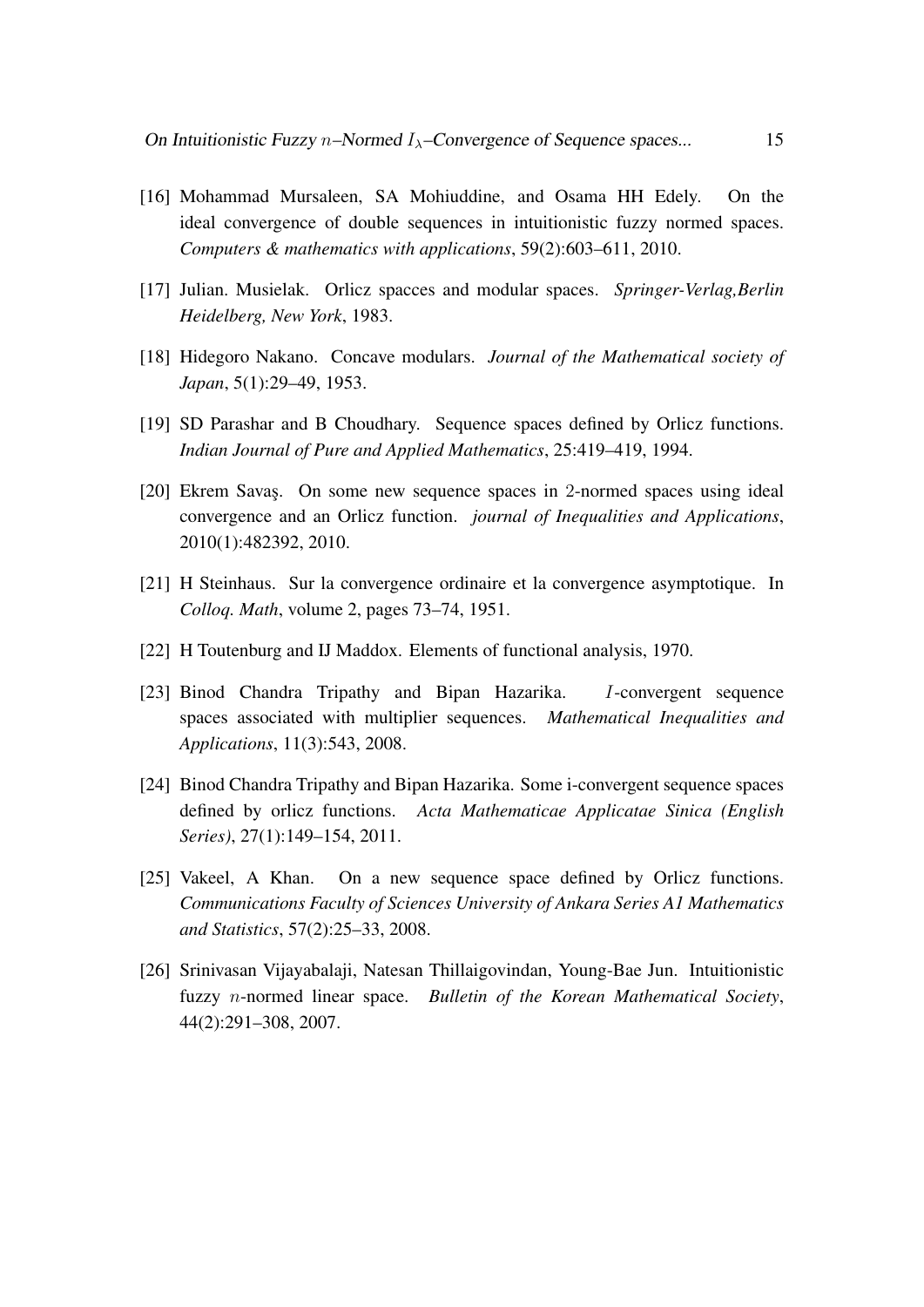[16] Mohammad Mursaleen, SA Mohiuddine, and Osama HH Edely. On the ideal convergence of double sequences in intuitionistic fuzzy normed spaces. *Computers & mathematics with applications*, 59(2):603–611, 2010.

[17] Julian. Musielak. Orlicz spacces and modular spaces. *Springer-Verlag,Berlin Heidelberg, New York*, 1983.

[18] Hidegoro Nakano. Concave modulars. *Journal of the Mathematical society of Japan*, 5(1):29–49, 1953.

[19] SD Parashar and B Choudhary. Sequence spaces defined by Orlicz functions. *Indian Journal of Pure and Applied Mathematics*, 25:419–419, 1994.

[20] Ekrem Savaş. On some new sequence spaces in 2-normed spaces using ideal convergence and an Orlicz function. *journal of Inequalities and Applications*, 2010(1):482392, 2010.

[21] H Steinhaus. Sur la convergence ordinaire et la convergence asymptotique. In *Colloq. Math*, volume 2, pages 73–74, 1951.

[22] H Toutenburg and IJ Maddox. Elements of functional analysis, 1970.

[23] Binod Chandra Tripathy and Bipan Hazarika. $I$-convergent sequence spaces associated with multiplier sequences. *Mathematical Inequalities and Applications*, 11(3):543, 2008.

[24] Binod Chandra Tripathy and Bipan Hazarika. Some i-convergent sequence spaces defined by orlicz functions. *Acta Mathematicae Applicatae Sinica (English Series)*, 27(1):149–154, 2011.

[25] Vakeel, A Khan. On a new sequence space defined by Orlicz functions. *Communications Faculty of Sciences University of Ankara Series A1 Mathematics and Statistics*, 57(2):25–33, 2008.

[26] Srinivasan Vijayabalaji, Natesan Thillaigovindan, Young-Bae Jun. Intuitionistic fuzzy $n$-normed linear space. *Bulletin of the Korean Mathematical Society*, 44(2):291–308, 2007.